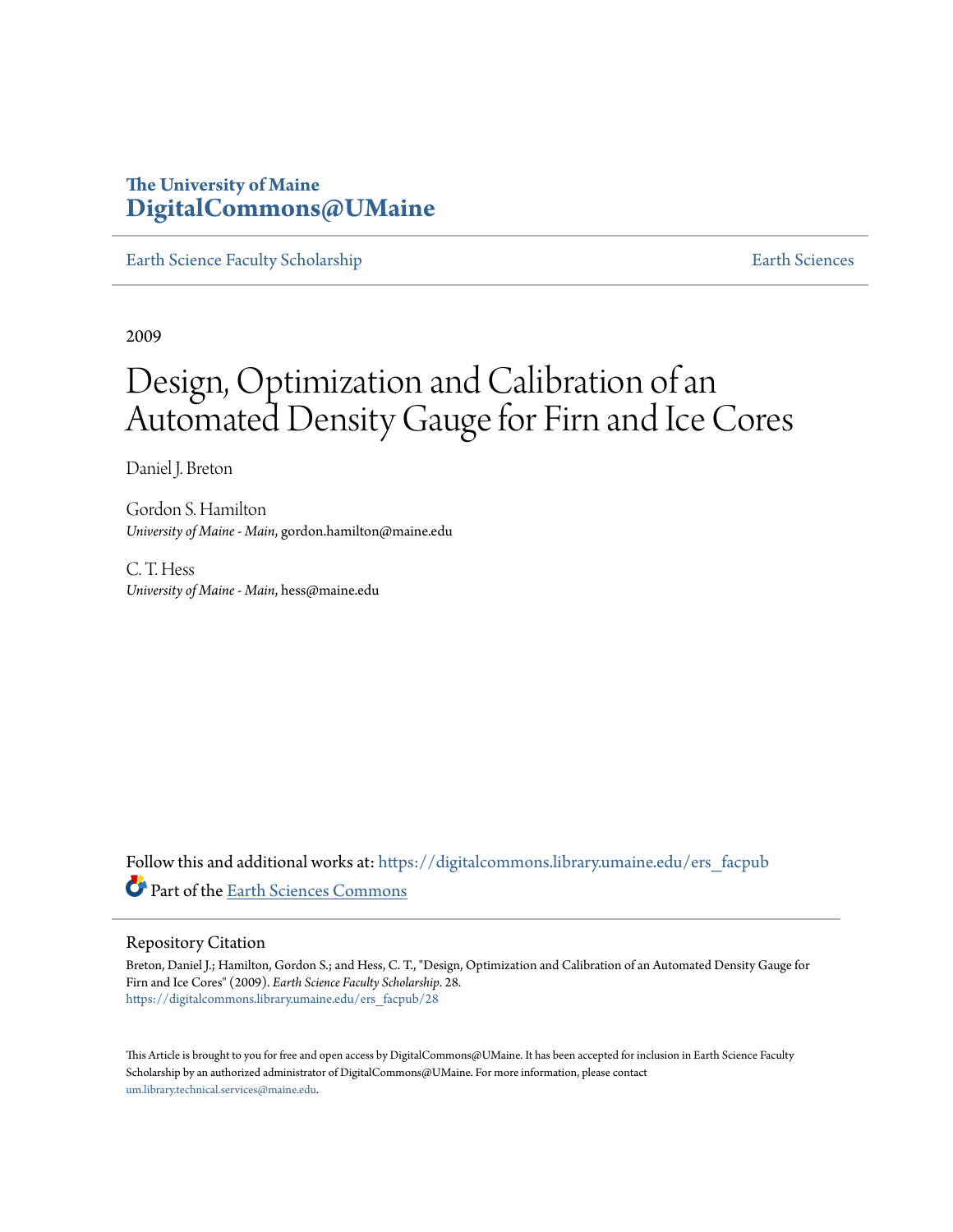The University of Maine
**DigitalCommons@UMaine**

Earth Science Faculty Scholarship | Earth Sciences

2009

# Design, Optimization and Calibration of an Automated Density Gauge for Firn and Ice Cores

Daniel J. Breton

Gordon S. Hamilton
*University of Maine - Main*, gordon.hamilton@maine.edu

C. T. Hess
*University of Maine - Main*, hess@maine.edu

Follow this and additional works at: https://digitalcommons.library.umaine.edu/ers_facpub

Part of the Earth Sciences Commons

## Repository Citation

Breton, Daniel J.; Hamilton, Gordon S.; and Hess, C. T., "Design, Optimization and Calibration of an Automated Density Gauge for Firn and Ice Cores" (2009). *Earth Science Faculty Scholarship*. 28.
https://digitalcommons.library.umaine.edu/ers_facpub/28

This Article is brought to you for free and open access by DigitalCommons@UMaine. It has been accepted for inclusion in Earth Science Faculty Scholarship by an authorized administrator of DigitalCommons@UMaine. For more information, please contact um.library.technical.services@maine.edu.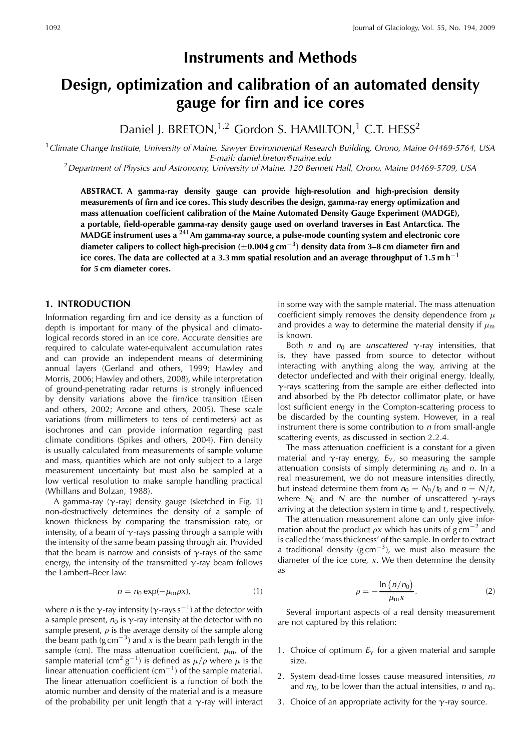# Instruments and Methods

# Design, optimization and calibration of an automated density gauge for firn and ice cores

Daniel J. BRETON,[1,2] Gordon S. HAMILTON,[1] C.T. HESS[2]

[1]Climate Change Institute, University of Maine, Sawyer Environmental Research Building, Orono, Maine 04469-5764, USA
E-mail: daniel.breton@maine.edu

[2]Department of Physics and Astronomy, University of Maine, 120 Bennett Hall, Orono, Maine 04469-5709, USA

**ABSTRACT. A gamma-ray density gauge can provide high-resolution and high-precision density measurements of firn and ice cores. This study describes the design, gamma-ray energy optimization and mass attenuation coefficient calibration of the Maine Automated Density Gauge Experiment (MADGE), a portable, field-operable gamma-ray density gauge used on overland traverses in East Antarctica. The MADGE instrument uses a $^{241}$Am gamma-ray source, a pulse-mode counting system and electronic core diameter calipers to collect high-precision ($\pm$0.004 g cm$^{-3}$) density data from 3–8 cm diameter firn and ice cores. The data are collected at a 3.3 mm spatial resolution and an average throughput of 1.5 m h$^{-1}$ for 5 cm diameter cores.**

## 1. INTRODUCTION

Information regarding firn and ice density as a function of depth is important for many of the physical and climatological records stored in an ice core. Accurate densities are required to calculate water-equivalent accumulation rates and can provide an independent means of determining annual layers (Gerland and others, 1999; Hawley and Morris, 2006; Hawley and others, 2008), while interpretation of ground-penetrating radar returns is strongly influenced by density variations above the firn/ice transition (Eisen and others, 2002; Arcone and others, 2005). These scale variations (from millimeters to tens of centimeters) act as isochrones and can provide information regarding past climate conditions (Spikes and others, 2004). Firn density is usually calculated from measurements of sample volume and mass, quantities which are not only subject to a large measurement uncertainty but must also be sampled at a low vertical resolution to make sample handling practical (Whillans and Bolzan, 1988).

A gamma-ray ($\gamma$-ray) density gauge (sketched in Fig. 1) non-destructively determines the density of a sample of known thickness by comparing the transmission rate, or intensity, of a beam of $\gamma$-rays passing through a sample with the intensity of the same beam passing through air. Provided that the beam is narrow and consists of $\gamma$-rays of the same energy, the intensity of the transmitted $\gamma$-ray beam follows the Lambert–Beer law:

$$n = n_0 \exp(-\mu_m \rho x), \tag{1}$$

where $n$ is the $\gamma$-ray intensity ($\gamma$-rays s$^{-1}$) at the detector with a sample present, $n_0$ is $\gamma$-ray intensity at the detector with no sample present, $\rho$ is the average density of the sample along the beam path (g cm$^{-3}$) and $x$ is the beam path length in the sample (cm). The mass attenuation coefficient, $\mu_m$, of the sample material (cm$^2$ g$^{-1}$) is defined as $\mu/\rho$ where $\mu$ is the linear attenuation coefficient (cm$^{-1}$) of the sample material. The linear attenuation coefficient is a function of both the atomic number and density of the material and is a measure of the probability per unit length that a $\gamma$-ray will interact in some way with the sample material. The mass attenuation coefficient simply removes the density dependence from $\mu$ and provides a way to determine the material density if $\mu_m$ is known.

Both $n$ and $n_0$ are *unscattered* $\gamma$-ray intensities, that is, they have passed from source to detector without interacting with anything along the way, arriving at the detector undeflected and with their original energy. Ideally, $\gamma$-rays scattering from the sample are either deflected into and absorbed by the Pb detector collimator plate, or have lost sufficient energy in the Compton-scattering process to be discarded by the counting system. However, in a real instrument there is some contribution to $n$ from small-angle scattering events, as discussed in section 2.2.4.

The mass attenuation coefficient is a constant for a given material and $\gamma$-ray energy, $E_\gamma$, so measuring the sample attenuation consists of simply determining $n_0$ and $n$. In a real measurement, we do not measure intensities directly, but instead determine them from $n_0 = N_0/t_0$ and $n = N/t$, where $N_0$ and $N$ are the number of unscattered $\gamma$-rays arriving at the detection system in time $t_0$ and $t$, respectively.

The attenuation measurement alone can only give information about the product $\rho x$ which has units of g cm$^{-2}$ and is called the 'mass thickness' of the sample. In order to extract a traditional density (g cm$^{-3}$), we must also measure the diameter of the ice core, $x$. We then determine the density as

$$\rho = -\frac{\ln(n/n_0)}{\mu_m x}. \tag{2}$$

Several important aspects of a real density measurement are not captured by this relation:

1. Choice of optimum $E_\gamma$ for a given material and sample size.
2. System dead-time losses cause measured intensities, $m$ and $m_0$, to be lower than the actual intensities, $n$ and $n_0$.
3. Choice of an appropriate activity for the $\gamma$-ray source.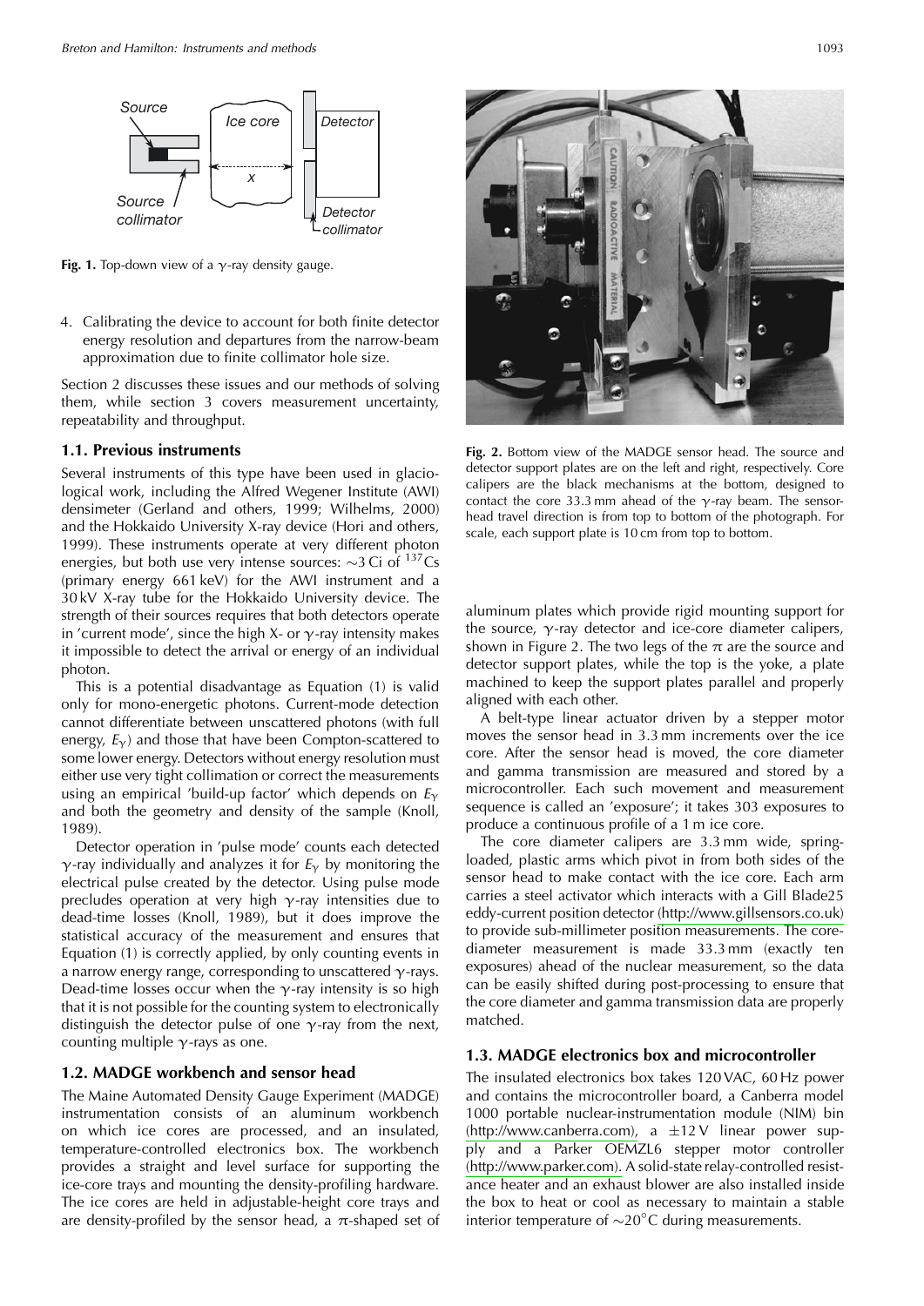Fig. 1. Top-down view of a $\gamma$-ray density gauge.

4. Calibrating the device to account for both finite detector energy resolution and departures from the narrow-beam approximation due to finite collimator hole size.

Section 2 discusses these issues and our methods of solving them, while section 3 covers measurement uncertainty, repeatability and throughput.

### 1.1. Previous instruments

Several instruments of this type have been used in glaciological work, including the Alfred Wegener Institute (AWI) densimeter (Gerland and others, 1999; Wilhelms, 2000) and the Hokkaido University X-ray device (Hori and others, 1999). These instruments operate at very different photon energies, but both use very intense sources: ~3 Ci of $^{137}Cs$ (primary energy 661 keV) for the AWI instrument and a 30 kV X-ray tube for the Hokkaido University device. The strength of their sources requires that both detectors operate in 'current mode', since the high X- or $\gamma$-ray intensity makes it impossible to detect the arrival or energy of an individual photon.

This is a potential disadvantage as Equation (1) is valid only for mono-energetic photons. Current-mode detection cannot differentiate between unscattered photons (with full energy, $E_\gamma$) and those that have been Compton-scattered to some lower energy. Detectors without energy resolution must either use very tight collimation or correct the measurements using an empirical 'build-up factor' which depends on $E_\gamma$ and both the geometry and density of the sample (Knoll, 1989).

Detector operation in 'pulse mode' counts each detected $\gamma$-ray individually and analyzes it for $E_\gamma$ by monitoring the electrical pulse created by the detector. Using pulse mode precludes operation at very high $\gamma$-ray intensities due to dead-time losses (Knoll, 1989), but it does improve the statistical accuracy of the measurement and ensures that Equation (1) is correctly applied, by only counting events in a narrow energy range, corresponding to unscattered $\gamma$-rays. Dead-time losses occur when the $\gamma$-ray intensity is so high that it is not possible for the counting system to electronically distinguish the detector pulse of one $\gamma$-ray from the next, counting multiple $\gamma$-rays as one.

### 1.2. MADGE workbench and sensor head

The Maine Automated Density Gauge Experiment (MADGE) instrumentation consists of an aluminum workbench on which ice cores are processed, and an insulated, temperature-controlled electronics box. The workbench provides a straight and level surface for supporting the ice-core trays and mounting the density-profiling hardware. The ice cores are held in adjustable-height core trays and are density-profiled by the sensor head, a $\pi$-shaped set of aluminum plates which provide rigid mounting support for the source, $\gamma$-ray detector and ice-core diameter calipers, shown in Figure 2. The two legs of the $\pi$ are the source and detector support plates, while the top is the yoke, a plate machined to keep the support plates parallel and properly aligned with each other.

Fig. 2. Bottom view of the MADGE sensor head. The source and detector support plates are on the left and right, respectively. Core calipers are the black mechanisms at the bottom, designed to contact the core 33.3 mm ahead of the $\gamma$-ray beam. The sensor-head travel direction is from top to bottom of the photograph. For scale, each support plate is 10 cm from top to bottom.

A belt-type linear actuator driven by a stepper motor moves the sensor head in 3.3 mm increments over the ice core. After the sensor head is moved, the core diameter and gamma transmission are measured and stored by a microcontroller. Each such movement and measurement sequence is called an 'exposure'; it takes 303 exposures to produce a continuous profile of a 1 m ice core.

The core diameter calipers are 3.3 mm wide, spring-loaded, plastic arms which pivot in from both sides of the sensor head to make contact with the ice core. Each arm carries a steel activator which interacts with a Gill Blade25 eddy-current position detector (http://www.gillsensors.co.uk) to provide sub-millimeter position measurements. The core-diameter measurement is made 33.3 mm (exactly ten exposures) ahead of the nuclear measurement, so the data can be easily shifted during post-processing to ensure that the core diameter and gamma transmission data are properly matched.

### 1.3. MADGE electronics box and microcontroller

The insulated electronics box takes 120 VAC, 60 Hz power and contains the microcontroller board, a Canberra model 1000 portable nuclear-instrumentation module (NIM) bin (http://www.canberra.com), a ±12 V linear power supply and a Parker OEMZL6 stepper motor controller (http://www.parker.com). A solid-state relay-controlled resistance heater and an exhaust blower are also installed inside the box to heat or cool as necessary to maintain a stable interior temperature of ~20°C during measurements.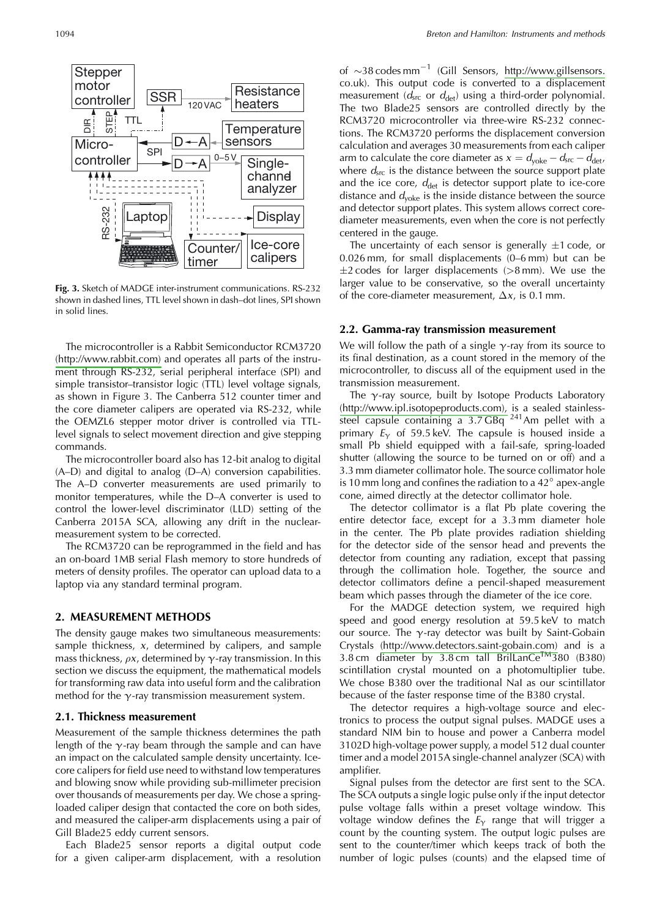**Fig. 3.** Sketch of MADGE inter-instrument communications. RS-232 shown in dashed lines, TTL level shown in dash–dot lines, SPI shown in solid lines.

The microcontroller is a Rabbit Semiconductor RCM3720 (http://www.rabbit.com) and operates all parts of the instrument through RS-232, serial peripheral interface (SPI) and simple transistor–transistor logic (TTL) level voltage signals, as shown in Figure 3. The Canberra 512 counter timer and the core diameter calipers are operated via RS-232, while the OEMZL6 stepper motor driver is controlled via TTL-level signals to select movement direction and give stepping commands.

The microcontroller board also has 12-bit analog to digital (A–D) and digital to analog (D–A) conversion capabilities. The A–D converter measurements are used primarily to monitor temperatures, while the D–A converter is used to control the lower-level discriminator (LLD) setting of the Canberra 2015A SCA, allowing any drift in the nuclear-measurement system to be corrected.

The RCM3720 can be reprogrammed in the field and has an on-board 1MB serial Flash memory to store hundreds of meters of density profiles. The operator can upload data to a laptop via any standard terminal program.

## 2. MEASUREMENT METHODS

The density gauge makes two simultaneous measurements: sample thickness, $x$, determined by calipers, and sample mass thickness, $\rho x$, determined by $\gamma$-ray transmission. In this section we discuss the equipment, the mathematical models for transforming raw data into useful form and the calibration method for the $\gamma$-ray transmission measurement system.

### 2.1. Thickness measurement

Measurement of the sample thickness determines the path length of the $\gamma$-ray beam through the sample and can have an impact on the calculated sample density uncertainty. Ice-core calipers for field use need to withstand low temperatures and blowing snow while providing sub-millimeter precision over thousands of measurements per day. We chose a spring-loaded caliper design that contacted the core on both sides, and measured the caliper-arm displacements using a pair of Gill Blade25 eddy current sensors.

Each Blade25 sensor reports a digital output code for a given caliper-arm displacement, with a resolution of $\sim$38 codes mm$^{-1}$ (Gill Sensors, http://www.gillsensors.co.uk). This output code is converted to a displacement measurement ($d_{src}$ or $d_{det}$) using a third-order polynomial. The two Blade25 sensors are controlled directly by the RCM3720 microcontroller via three-wire RS-232 connections. The RCM3720 performs the displacement conversion calculation and averages 30 measurements from each caliper arm to calculate the core diameter as $x = d_{yoke} - d_{src} - d_{det}$, where $d_{src}$ is the distance between the source support plate and the ice core, $d_{det}$ is detector support plate to ice-core distance and $d_{yoke}$ is the inside distance between the source and detector support plates. This system allows correct core-diameter measurements, even when the core is not perfectly centered in the gauge.

The uncertainty of each sensor is generally $\pm$1 code, or 0.026 mm, for small displacements (0–6 mm) but can be $\pm$2 codes for larger displacements (>8 mm). We use the larger value to be conservative, so the overall uncertainty of the core-diameter measurement, $\Delta x$, is 0.1 mm.

### 2.2. Gamma-ray transmission measurement

We will follow the path of a single $\gamma$-ray from its source to its final destination, as a count stored in the memory of the microcontroller, to discuss all of the equipment used in the transmission measurement.

The $\gamma$-ray source, built by Isotope Products Laboratory (http://www.ipl.isotopeproducts.com), is a sealed stainless-steel capsule containing a 3.7 GBq $^{241}$Am pellet with a primary $E_\gamma$ of 59.5 keV. The capsule is housed inside a small Pb shield equipped with a fail-safe, spring-loaded shutter (allowing the source to be turned on or off) and a 3.3 mm diameter collimator hole. The source collimator hole is 10 mm long and confines the radiation to a 42° apex-angle cone, aimed directly at the detector collimator hole.

The detector collimator is a flat Pb plate covering the entire detector face, except for a 3.3 mm diameter hole in the center. The Pb plate provides radiation shielding for the detector side of the sensor head and prevents the detector from counting any radiation, except that passing through the collimation hole. Together, the source and detector collimators define a pencil-shaped measurement beam which passes through the diameter of the ice core.

For the MADGE detection system, we required high speed and good energy resolution at 59.5 keV to match our source. The $\gamma$-ray detector was built by Saint-Gobain Crystals (http://www.detectors.saint-gobain.com) and is a 3.8 cm diameter by 3.8 cm tall BrilLanCe™380 (B380) scintillation crystal mounted on a photomultiplier tube. We chose B380 over the traditional NaI as our scintillator because of the faster response time of the B380 crystal.

The detector requires a high-voltage source and electronics to process the output signal pulses. MADGE uses a standard NIM bin to house and power a Canberra model 3102D high-voltage power supply, a model 512 dual counter timer and a model 2015A single-channel analyzer (SCA) with amplifier.

Signal pulses from the detector are first sent to the SCA. The SCA outputs a single logic pulse only if the input detector pulse voltage falls within a preset voltage window. This voltage window defines the $E_\gamma$ range that will trigger a count by the counting system. The output logic pulses are sent to the counter/timer which keeps track of both the number of logic pulses (counts) and the elapsed time of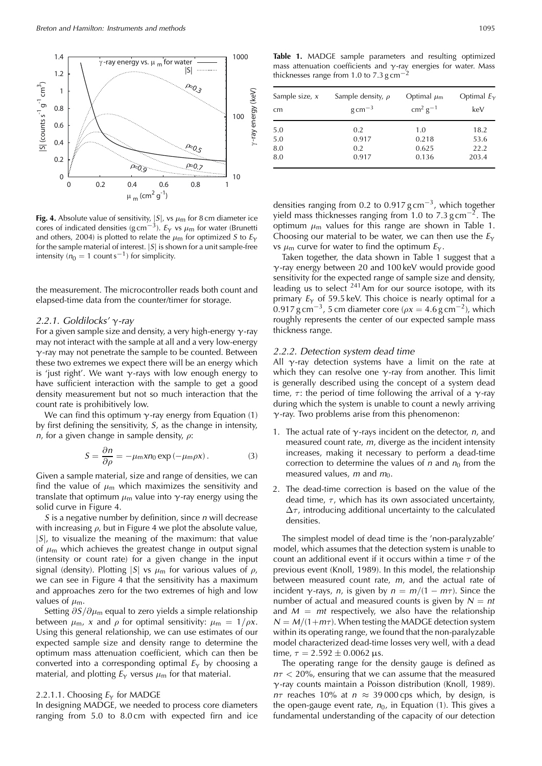**Fig. 4.** Absolute value of sensitivity, $|S|$, vs $\mu_m$ for 8 cm diameter ice cores of indicated densities (g cm$^{-3}$). $E_\gamma$ vs $\mu_m$ for water (Brunetti and others, 2004) is plotted to relate the $\mu_m$ for optimized $S$ to $E_\gamma$ for the sample material of interest. $|S|$ is shown for a unit sample-free intensity ($n_0 = 1$ count s$^{-1}$) for simplicity.

the measurement. The microcontroller reads both count and elapsed-time data from the counter/timer for storage.

### 2.2.1. Goldilocks' $\gamma$-ray

For a given sample size and density, a very high-energy $\gamma$-ray may not interact with the sample at all and a very low-energy $\gamma$-ray may not penetrate the sample to be counted. Between these two extremes we expect there will be an energy which is 'just right'. We want $\gamma$-rays with low enough energy to have sufficient interaction with the sample to get a good density measurement but not so much interaction that the count rate is prohibitively low.

We can find this optimum $\gamma$-ray energy from Equation (1) by first defining the sensitivity, $S$, as the change in intensity, $n$, for a given change in sample density, $\rho$:

$$S = \frac{\partial n}{\partial \rho} = -\mu_m x n_0 \exp\left(-\mu_m \rho x\right). \tag{3}$$

Given a sample material, size and range of densities, we can find the value of $\mu_m$ which maximizes the sensitivity and translate that optimum $\mu_m$ value into $\gamma$-ray energy using the solid curve in Figure 4.

$S$ is a negative number by definition, since $n$ will decrease with increasing $\rho$, but in Figure 4 we plot the absolute value, $|S|$, to visualize the meaning of the maximum: that value of $\mu_m$ which achieves the greatest change in output signal (intensity or count rate) for a given change in the input signal (density). Plotting $|S|$ vs $\mu_m$ for various values of $\rho$, we can see in Figure 4 that the sensitivity has a maximum and approaches zero for the two extremes of high and low values of $\mu_m$.

Setting $\partial S/\partial \mu_m$ equal to zero yields a simple relationship between $\mu_m$, $x$ and $\rho$ for optimal sensitivity: $\mu_m = 1/\rho x$. Using this general relationship, we can use estimates of our expected sample size and density range to determine the optimum mass attenuation coefficient, which can then be converted into a corresponding optimal $E_\gamma$ by choosing a material, and plotting $E_\gamma$ versus $\mu_m$ for that material.

#### 2.2.1.1. Choosing $E_\gamma$ for MADGE

In designing MADGE, we needed to process core diameters ranging from 5.0 to 8.0 cm with expected firn and ice densities ranging from 0.2 to 0.917 g cm$^{-3}$, which together yield mass thicknesses ranging from 1.0 to 7.3 g cm$^{-2}$. The optimum $\mu_m$ values for this range are shown in Table 1. Choosing our material to be water, we can then use the $E_\gamma$ vs $\mu_m$ curve for water to find the optimum $E_\gamma$.

**Table 1.** MADGE sample parameters and resulting optimized mass attenuation coefficients and $\gamma$-ray energies for water. Mass thicknesses range from 1.0 to 7.3 g cm$^{-2}$

| Sample size, $x$ cm | Sample density, $\rho$ g cm$^{-3}$ | Optimal $\mu_m$ cm$^2$ g$^{-1}$ | Optimal $E_\gamma$ keV |
|---|---|---|---|
| 5.0 | 0.2 | 1.0 | 18.2 |
| 5.0 | 0.917 | 0.218 | 53.6 |
| 8.0 | 0.2 | 0.625 | 22.2 |
| 8.0 | 0.917 | 0.136 | 203.4 |

Taken together, the data shown in Table 1 suggest that a $\gamma$-ray energy between 20 and 100 keV would provide good sensitivity for the expected range of sample size and density, leading us to select $^{241}$Am for our source isotope, with its primary $E_\gamma$ of 59.5 keV. This choice is nearly optimal for a 0.917 g cm$^{-3}$, 5 cm diameter core ($\rho x = 4.6$ g cm$^{-2}$), which roughly represents the center of our expected sample mass thickness range.

### 2.2.2. Detection system dead time

All $\gamma$-ray detection systems have a limit on the rate at which they can resolve one $\gamma$-ray from another. This limit is generally described using the concept of a system dead time, $\tau$: the period of time following the arrival of a $\gamma$-ray during which the system is unable to count a newly arriving $\gamma$-ray. Two problems arise from this phenomenon:

1. The actual rate of $\gamma$-rays incident on the detector, $n$, and measured count rate, $m$, diverge as the incident intensity increases, making it necessary to perform a dead-time correction to determine the values of $n$ and $n_0$ from the measured values, $m$ and $m_0$.
2. The dead-time correction is based on the value of the dead time, $\tau$, which has its own associated uncertainty, $\Delta\tau$, introducing additional uncertainty to the calculated densities.

The simplest model of dead time is the 'non-paralyzable' model, which assumes that the detection system is unable to count an additional event if it occurs within a time $\tau$ of the previous event (Knoll, 1989). In this model, the relationship between measured count rate, $m$, and the actual rate of incident $\gamma$-rays, $n$, is given by $n = m/(1 - m\tau)$. Since the number of actual and measured counts is given by $N = nt$ and $M = mt$ respectively, we also have the relationship $N = M/(1+m\tau)$. When testing the MADGE detection system within its operating range, we found that the non-paralyzable model characterized dead-time losses very well, with a dead time, $\tau = 2.592 \pm 0.0062$ μs.

The operating range for the density gauge is defined as $n\tau < 20\%$, ensuring that we can assume that the measured $\gamma$-ray counts maintain a Poisson distribution (Knoll, 1989). $n\tau$ reaches 10% at $n \approx 39\,000$ cps which, by design, is the open-gauge event rate, $n_0$, in Equation (1). This gives a fundamental understanding of the capacity of our detection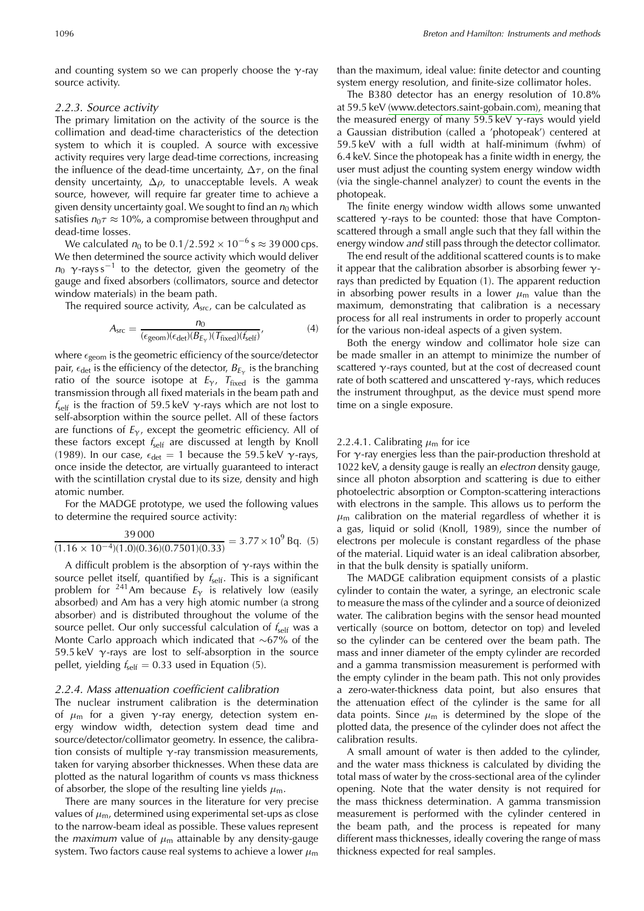and counting system so we can properly choose the $\gamma$-ray source activity.

### 2.2.3. Source activity

The primary limitation on the activity of the source is the collimation and dead-time characteristics of the detection system to which it is coupled. A source with excessive activity requires very large dead-time corrections, increasing the influence of the dead-time uncertainty, $\Delta\tau$, on the final density uncertainty, $\Delta\rho$, to unacceptable levels. A weak source, however, will require far greater time to achieve a given density uncertainty goal. We sought to find an $n_0$ which satisfies $n_0\tau \approx 10\%$, a compromise between throughput and dead-time losses.

We calculated $n_0$ to be $0.1/2.592 \times 10^{-6}\,\mathrm{s} \approx 39\,000$ cps. We then determined the source activity which would deliver $n_0$ $\gamma$-rays s$^{-1}$ to the detector, given the geometry of the gauge and fixed absorbers (collimators, source and detector window materials) in the beam path.

The required source activity, $A_{\mathrm{src}}$, can be calculated as

$$A_{\mathrm{src}} = \frac{n_0}{(\epsilon_{\mathrm{geom}})(\epsilon_{\mathrm{det}})(B_{E_\gamma})(T_{\mathrm{fixed}})(f_{\mathrm{self}})}, \quad (4)$$

where $\epsilon_{\mathrm{geom}}$ is the geometric efficiency of the source/detector pair, $\epsilon_{\mathrm{det}}$ is the efficiency of the detector, $B_{E_\gamma}$ is the branching ratio of the source isotope at $E_\gamma$, $T_{\mathrm{fixed}}$ is the gamma transmission through all fixed materials in the beam path and $f_{\mathrm{self}}$ is the fraction of 59.5 keV $\gamma$-rays which are not lost to self-absorption within the source pellet. All of these factors are functions of $E_\gamma$, except the geometric efficiency. All of these factors except $f_{\mathrm{self}}$ are discussed at length by Knoll (1989). In our case, $\epsilon_{\mathrm{det}} = 1$ because the 59.5 keV $\gamma$-rays, once inside the detector, are virtually guaranteed to interact with the scintillation crystal due to its size, density and high atomic number.

For the MADGE prototype, we used the following values to determine the required source activity:

$$\frac{39\,000}{(1.16 \times 10^{-4})(1.0)(0.36)(0.7501)(0.33)} = 3.77 \times 10^{9}\ \mathrm{Bq}. \quad (5)$$

A difficult problem is the absorption of $\gamma$-rays within the source pellet itself, quantified by $f_{\mathrm{self}}$. This is a significant problem for $^{241}$Am because $E_\gamma$ is relatively low (easily absorbed) and Am has a very high atomic number (a strong absorber) and is distributed throughout the volume of the source pellet. Our only successful calculation of $f_{\mathrm{self}}$ was a Monte Carlo approach which indicated that $\sim$67% of the 59.5 keV $\gamma$-rays are lost to self-absorption in the source pellet, yielding $f_{\mathrm{self}} = 0.33$ used in Equation (5).

### 2.2.4. Mass attenuation coefficient calibration

The nuclear instrument calibration is the determination of $\mu_m$ for a given $\gamma$-ray energy, detection system energy window width, detection system dead time and source/detector/collimator geometry. In essence, the calibration consists of multiple $\gamma$-ray transmission measurements, taken for varying absorber thicknesses. When these data are plotted as the natural logarithm of counts vs mass thickness of absorber, the slope of the resulting line yields $\mu_m$.

There are many sources in the literature for very precise values of $\mu_m$, determined using experimental set-ups as close to the narrow-beam ideal as possible. These values represent the *maximum* value of $\mu_m$ attainable by any density-gauge system. Two factors cause real systems to achieve a lower $\mu_m$ than the maximum, ideal value: finite detector and counting system energy resolution, and finite-size collimator holes.

The B380 detector has an energy resolution of 10.8% at 59.5 keV (www.detectors.saint-gobain.com), meaning that the measured energy of many 59.5 keV $\gamma$-rays would yield a Gaussian distribution (called a 'photopeak') centered at 59.5 keV with a full width at half-minimum (fwhm) of 6.4 keV. Since the photopeak has a finite width in energy, the user must adjust the counting system energy window width (via the single-channel analyzer) to count the events in the photopeak.

The finite energy window width allows some unwanted scattered $\gamma$-rays to be counted: those that have Compton-scattered through a small angle such that they fall within the energy window *and* still pass through the detector collimator.

The end result of the additional scattered counts is to make it appear that the calibration absorber is absorbing fewer $\gamma$-rays than predicted by Equation (1). The apparent reduction in absorbing power results in a lower $\mu_m$ value than the maximum, demonstrating that calibration is a necessary process for all real instruments in order to properly account for the various non-ideal aspects of a given system.

Both the energy window and collimator hole size can be made smaller in an attempt to minimize the number of scattered $\gamma$-rays counted, but at the cost of decreased count rate of both scattered and unscattered $\gamma$-rays, which reduces the instrument throughput, as the device must spend more time on a single exposure.

#### 2.2.4.1. Calibrating $\mu_m$ for ice

For $\gamma$-ray energies less than the pair-production threshold at 1022 keV, a density gauge is really an *electron* density gauge, since all photon absorption and scattering is due to either photoelectric absorption or Compton-scattering interactions with electrons in the sample. This allows us to perform the $\mu_m$ calibration on the material regardless of whether it is a gas, liquid or solid (Knoll, 1989), since the number of electrons per molecule is constant regardless of the phase of the material. Liquid water is an ideal calibration absorber, in that the bulk density is spatially uniform.

The MADGE calibration equipment consists of a plastic cylinder to contain the water, a syringe, an electronic scale to measure the mass of the cylinder and a source of deionized water. The calibration begins with the sensor head mounted vertically (source on bottom, detector on top) and leveled so the cylinder can be centered over the beam path. The mass and inner diameter of the empty cylinder are recorded and a gamma transmission measurement is performed with the empty cylinder in the beam path. This not only provides a zero-water-thickness data point, but also ensures that the attenuation effect of the cylinder is the same for all data points. Since $\mu_m$ is determined by the slope of the plotted data, the presence of the cylinder does not affect the calibration results.

A small amount of water is then added to the cylinder, and the water mass thickness is calculated by dividing the total mass of water by the cross-sectional area of the cylinder opening. Note that the water density is not required for the mass thickness determination. A gamma transmission measurement is performed with the cylinder centered in the beam path, and the process is repeated for many different mass thicknesses, ideally covering the range of mass thickness expected for real samples.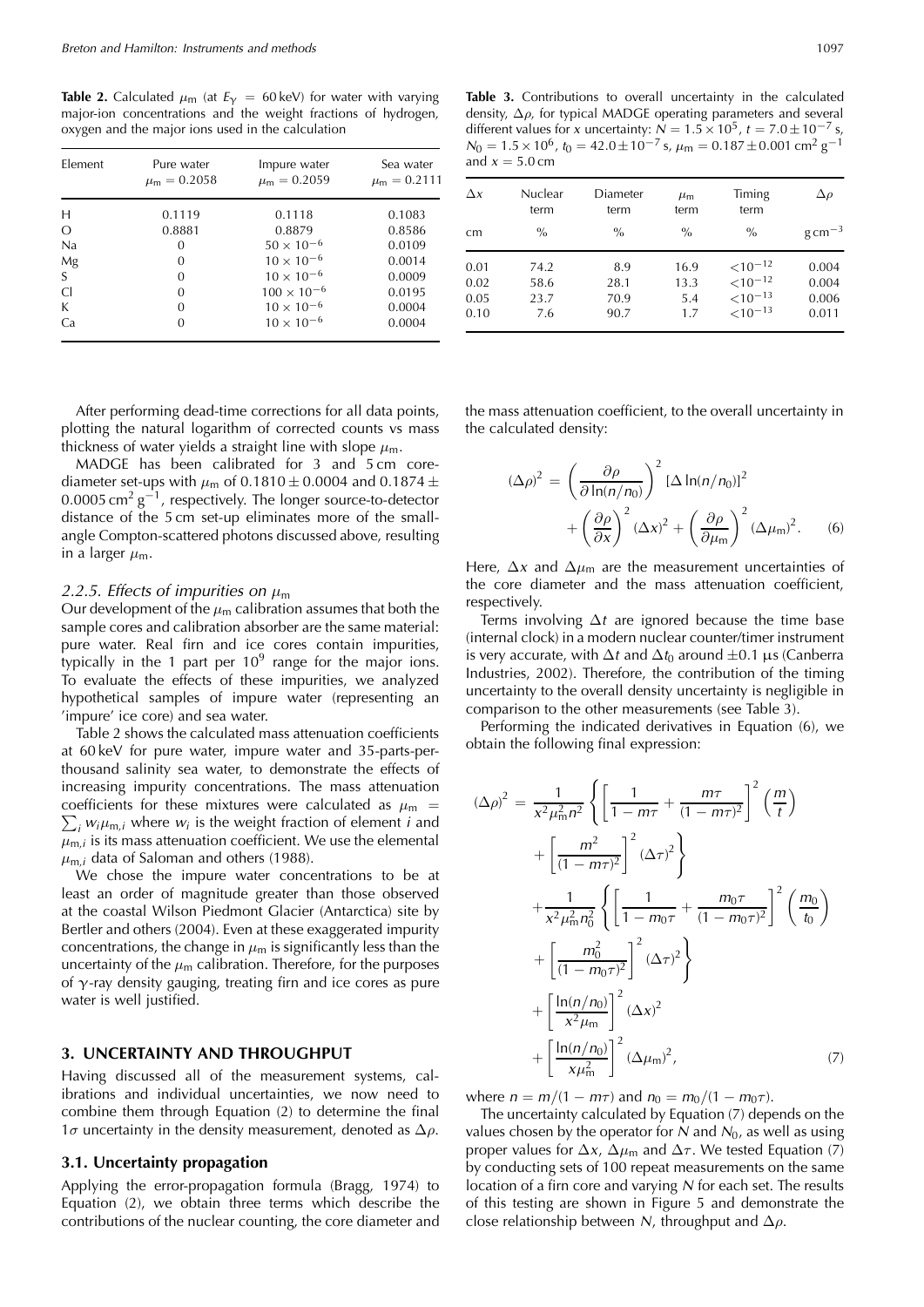**Table 2.** Calculated $\mu_m$ (at $E_\gamma = 60$ keV) for water with varying major-ion concentrations and the weight fractions of hydrogen, oxygen and the major ions used in the calculation

| Element | Pure water $\mu_m = 0.2058$ | Impure water $\mu_m = 0.2059$ | Sea water $\mu_m = 0.2111$ |
|---|---|---|---|
| H | 0.1119 | 0.1118 | 0.1083 |
| O | 0.8881 | 0.8879 | 0.8586 |
| Na | 0 | $50 \times 10^{-6}$ | 0.0109 |
| Mg | 0 | $10 \times 10^{-6}$ | 0.0014 |
| S | 0 | $10 \times 10^{-6}$ | 0.0009 |
| Cl | 0 | $100 \times 10^{-6}$ | 0.0195 |
| K | 0 | $10 \times 10^{-6}$ | 0.0004 |
| Ca | 0 | $10 \times 10^{-6}$ | 0.0004 |

After performing dead-time corrections for all data points, plotting the natural logarithm of corrected counts vs mass thickness of water yields a straight line with slope $\mu_m$.

MADGE has been calibrated for 3 and 5 cm core-diameter set-ups with $\mu_m$ of $0.1810 \pm 0.0004$ and $0.1874 \pm 0.0005$ cm$^2$ g$^{-1}$, respectively. The longer source-to-detector distance of the 5 cm set-up eliminates more of the small-angle Compton-scattered photons discussed above, resulting in a larger $\mu_m$.

### *2.2.5. Effects of impurities on $\mu_m$*

Our development of the $\mu_m$ calibration assumes that both the sample cores and calibration absorber are the same material: pure water. Real firn and ice cores contain impurities, typically in the 1 part per $10^9$ range for the major ions. To evaluate the effects of these impurities, we analyzed hypothetical samples of impure water (representing an 'impure' ice core) and sea water.

Table 2 shows the calculated mass attenuation coefficients at 60 keV for pure water, impure water and 35-parts-per-thousand salinity sea water, to demonstrate the effects of increasing impurity concentrations. The mass attenuation coefficients for these mixtures were calculated as $\mu_m = \sum_i w_i \mu_{m,i}$ where $w_i$ is the weight fraction of element $i$ and $\mu_{m,i}$ is its mass attenuation coefficient. We use the elemental $\mu_{m,i}$ data of Saloman and others (1988).

We chose the impure water concentrations to be at least an order of magnitude greater than those observed at the coastal Wilson Piedmont Glacier (Antarctica) site by Bertler and others (2004). Even at these exaggerated impurity concentrations, the change in $\mu_m$ is significantly less than the uncertainty of the $\mu_m$ calibration. Therefore, for the purposes of $\gamma$-ray density gauging, treating firn and ice cores as pure water is well justified.

## 3. UNCERTAINTY AND THROUGHPUT

Having discussed all of the measurement systems, calibrations and individual uncertainties, we now need to combine them through Equation (2) to determine the final $1\sigma$ uncertainty in the density measurement, denoted as $\Delta\rho$.

### 3.1. Uncertainty propagation

Applying the error-propagation formula (Bragg, 1974) to Equation (2), we obtain three terms which describe the contributions of the nuclear counting, the core diameter and the mass attenuation coefficient, to the overall uncertainty in the calculated density:

$$(\Delta\rho)^2 = \left(\frac{\partial\rho}{\partial \ln(n/n_0)}\right)^2 [\Delta \ln(n/n_0)]^2 + \left(\frac{\partial\rho}{\partial x}\right)^2 (\Delta x)^2 + \left(\frac{\partial\rho}{\partial \mu_m}\right)^2 (\Delta\mu_m)^2. \quad (6)$$

Here, $\Delta x$ and $\Delta\mu_m$ are the measurement uncertainties of the core diameter and the mass attenuation coefficient, respectively.

Terms involving $\Delta t$ are ignored because the time base (internal clock) in a modern nuclear counter/timer instrument is very accurate, with $\Delta t$ and $\Delta t_0$ around $\pm 0.1$ µs (Canberra Industries, 2002). Therefore, the contribution of the timing uncertainty to the overall density uncertainty is negligible in comparison to the other measurements (see Table 3).

**Table 3.** Contributions to overall uncertainty in the calculated density, $\Delta\rho$, for typical MADGE operating parameters and several different values for $x$ uncertainty: $N = 1.5 \times 10^5$, $t = 7.0 \pm 10^{-7}$ s, $N_0 = 1.5 \times 10^6$, $t_0 = 42.0 \pm 10^{-7}$ s, $\mu_m = 0.187 \pm 0.001$ cm$^2$ g$^{-1}$ and $x = 5.0$ cm

| $\Delta x$ | Nuclear term | Diameter term | $\mu_m$ term | Timing term | $\Delta\rho$ |
|---|---|---|---|---|---|
| cm | % | % | % | % | g cm$^{-3}$ |
| 0.01 | 74.2 | 8.9 | 16.9 | $<10^{-12}$ | 0.004 |
| 0.02 | 58.6 | 28.1 | 13.3 | $<10^{-12}$ | 0.004 |
| 0.05 | 23.7 | 70.9 | 5.4 | $<10^{-13}$ | 0.006 |
| 0.10 | 7.6 | 90.7 | 1.7 | $<10^{-13}$ | 0.011 |

Performing the indicated derivatives in Equation (6), we obtain the following final expression:

$$\begin{aligned}(\Delta\rho)^2 = {} & \frac{1}{x^2\mu_m^2 n^2}\left\{\left[\frac{1}{1-m\tau} + \frac{m\tau}{(1-m\tau)^2}\right]^2 \left(\frac{m}{t}\right) + \left[\frac{m^2}{(1-m\tau)^2}\right]^2 (\Delta\tau)^2\right\} \\ & + \frac{1}{x^2\mu_m^2 n_0^2}\left\{\left[\frac{1}{1-m_0\tau} + \frac{m_0\tau}{(1-m_0\tau)^2}\right]^2 \left(\frac{m_0}{t_0}\right) + \left[\frac{m_0^2}{(1-m_0\tau)^2}\right]^2 (\Delta\tau)^2\right\} \\ & + \left[\frac{\ln(n/n_0)}{x^2\mu_m}\right]^2 (\Delta x)^2 + \left[\frac{\ln(n/n_0)}{x\mu_m^2}\right]^2 (\Delta\mu_m)^2, \end{aligned} \quad (7)$$

where $n = m/(1 - m\tau)$ and $n_0 = m_0/(1 - m_0\tau)$.

The uncertainty calculated by Equation (7) depends on the values chosen by the operator for $N$ and $N_0$, as well as using proper values for $\Delta x$, $\Delta\mu_m$ and $\Delta\tau$. We tested Equation (7) by conducting sets of 100 repeat measurements on the same location of a firn core and varying $N$ for each set. The results of this testing are shown in Figure 5 and demonstrate the close relationship between $N$, throughput and $\Delta\rho$.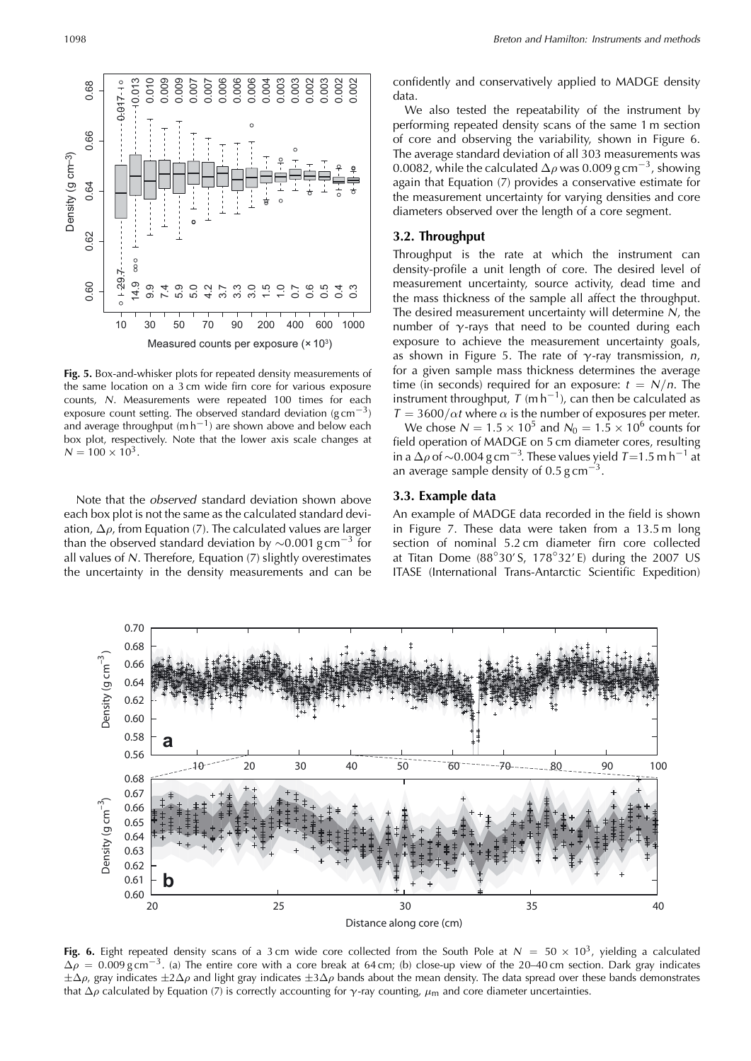Fig. 5. Box-and-whisker plots for repeated density measurements of the same location on a 3 cm wide firn core for various exposure counts, $N$. Measurements were repeated 100 times for each exposure count setting. The observed standard deviation (g cm$^{-3}$) and average throughput (m h$^{-1}$) are shown above and below each box plot, respectively. Note that the lower axis scale changes at $N = 100 \times 10^3$.

Note that the *observed* standard deviation shown above each box plot is not the same as the calculated standard deviation, $\Delta\rho$, from Equation (7). The calculated values are larger than the observed standard deviation by ~0.001 g cm$^{-3}$ for all values of $N$. Therefore, Equation (7) slightly overestimates the uncertainty in the density measurements and can be confidently and conservatively applied to MADGE density data.

We also tested the repeatability of the instrument by performing repeated density scans of the same 1 m section of core and observing the variability, shown in Figure 6. The average standard deviation of all 303 measurements was 0.0082, while the calculated $\Delta\rho$ was 0.009 g cm$^{-3}$, showing again that Equation (7) provides a conservative estimate for the measurement uncertainty for varying densities and core diameters observed over the length of a core segment.

### 3.2. Throughput

Throughput is the rate at which the instrument can density-profile a unit length of core. The desired level of measurement uncertainty, source activity, dead time and the mass thickness of the sample all affect the throughput. The desired measurement uncertainty will determine $N$, the number of $\gamma$-rays that need to be counted during each exposure to achieve the measurement uncertainty goals, as shown in Figure 5. The rate of $\gamma$-ray transmission, $n$, for a given sample mass thickness determines the average time (in seconds) required for an exposure: $t = N/n$. The instrument throughput, $T$ (m h$^{-1}$), can then be calculated as $T = 3600/\alpha t$ where $\alpha$ is the number of exposures per meter.

We chose $N = 1.5 \times 10^5$ and $N_0 = 1.5 \times 10^6$ counts for field operation of MADGE on 5 cm diameter cores, resulting in a $\Delta\rho$ of ~0.004 g cm$^{-3}$. These values yield $T$=1.5 m h$^{-1}$ at an average sample density of 0.5 g cm$^{-3}$.

### 3.3. Example data

An example of MADGE data recorded in the field is shown in Figure 7. These data were taken from a 13.5 m long section of nominal 5.2 cm diameter firn core collected at Titan Dome (88°30′ S, 178°32′ E) during the 2007 US ITASE (International Trans-Antarctic Scientific Expedition)

Fig. 6. Eight repeated density scans of a 3 cm wide core collected from the South Pole at $N = 50 \times 10^3$, yielding a calculated $\Delta\rho = 0.009$ g cm$^{-3}$. (a) The entire core with a core break at 64 cm; (b) close-up view of the 20–40 cm section. Dark gray indicates $\pm\Delta\rho$, gray indicates $\pm2\Delta\rho$ and light gray indicates $\pm3\Delta\rho$ bands about the mean density. The data spread over these bands demonstrates that $\Delta\rho$ calculated by Equation (7) is correctly accounting for $\gamma$-ray counting, $\mu_m$ and core diameter uncertainties.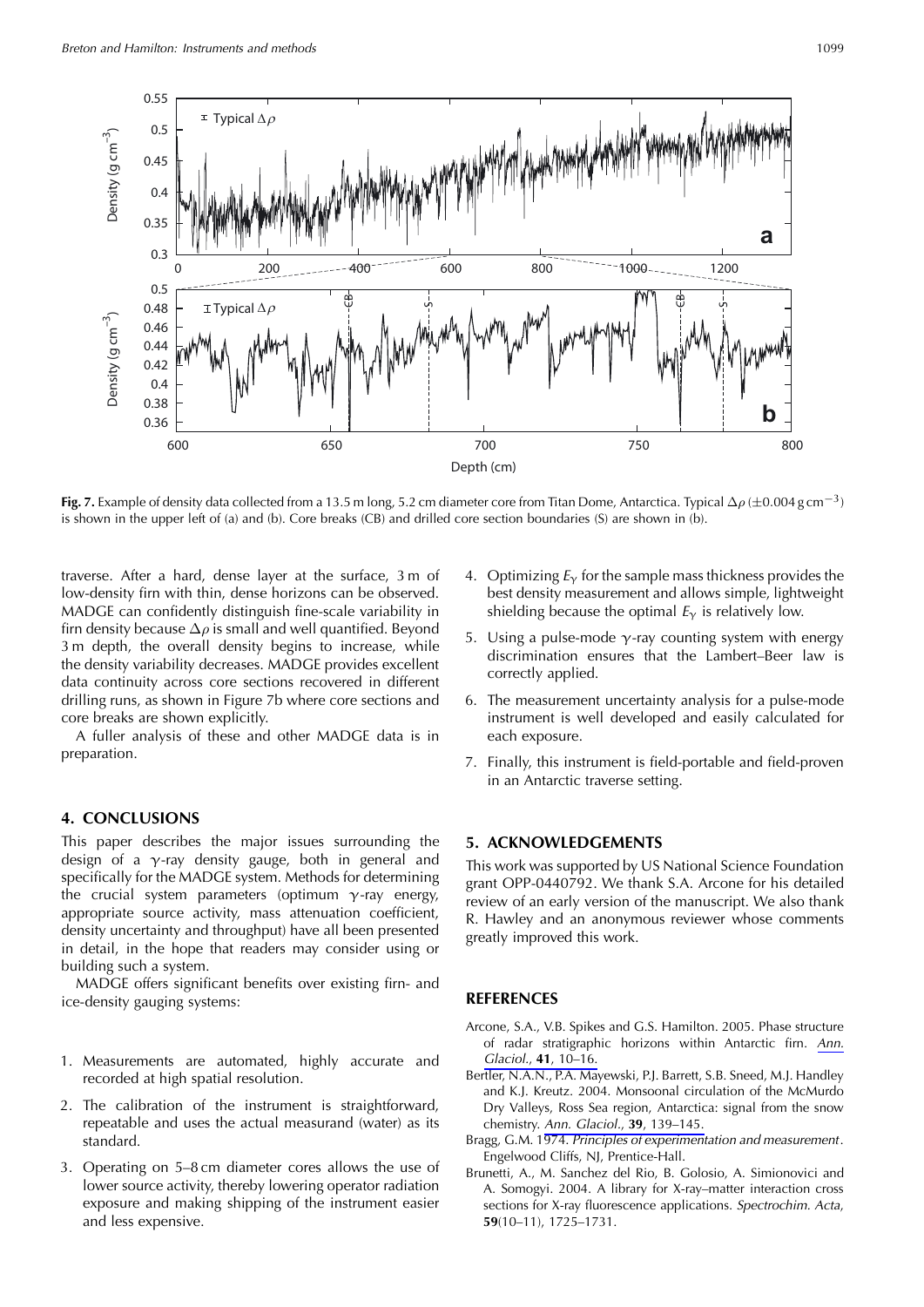**Fig. 7.** Example of density data collected from a 13.5 m long, 5.2 cm diameter core from Titan Dome, Antarctica. Typical $\Delta\rho$ ($\pm 0.004\,\mathrm{g\,cm^{-3}}$) is shown in the upper left of (a) and (b). Core breaks (CB) and drilled core section boundaries (S) are shown in (b).

traverse. After a hard, dense layer at the surface, 3 m of low-density firn with thin, dense horizons can be observed. MADGE can confidently distinguish fine-scale variability in firn density because $\Delta\rho$ is small and well quantified. Beyond 3 m depth, the overall density begins to increase, while the density variability decreases. MADGE provides excellent data continuity across core sections recovered in different drilling runs, as shown in Figure 7b where core sections and core breaks are shown explicitly.

A fuller analysis of these and other MADGE data is in preparation.

## 4. CONCLUSIONS

This paper describes the major issues surrounding the design of a $\gamma$-ray density gauge, both in general and specifically for the MADGE system. Methods for determining the crucial system parameters (optimum $\gamma$-ray energy, appropriate source activity, mass attenuation coefficient, density uncertainty and throughput) have all been presented in detail, in the hope that readers may consider using or building such a system.

MADGE offers significant benefits over existing firn- and ice-density gauging systems:

1. Measurements are automated, highly accurate and recorded at high spatial resolution.
2. The calibration of the instrument is straightforward, repeatable and uses the actual measurand (water) as its standard.
3. Operating on 5–8 cm diameter cores allows the use of lower source activity, thereby lowering operator radiation exposure and making shipping of the instrument easier and less expensive.
4. Optimizing $E_\gamma$ for the sample mass thickness provides the best density measurement and allows simple, lightweight shielding because the optimal $E_\gamma$ is relatively low.
5. Using a pulse-mode $\gamma$-ray counting system with energy discrimination ensures that the Lambert–Beer law is correctly applied.
6. The measurement uncertainty analysis for a pulse-mode instrument is well developed and easily calculated for each exposure.
7. Finally, this instrument is field-portable and field-proven in an Antarctic traverse setting.

## 5. ACKNOWLEDGEMENTS

This work was supported by US National Science Foundation grant OPP-0440792. We thank S.A. Arcone for his detailed review of an early version of the manuscript. We also thank R. Hawley and an anonymous reviewer whose comments greatly improved this work.

## REFERENCES

Arcone, S.A., V.B. Spikes and G.S. Hamilton. 2005. Phase structure of radar stratigraphic horizons within Antarctic firn. *Ann. Glaciol.*, **41**, 10–16.

Bertler, N.A.N., P.A. Mayewski, P.J. Barrett, S.B. Sneed, M.J. Handley and K.J. Kreutz. 2004. Monsoonal circulation of the McMurdo Dry Valleys, Ross Sea region, Antarctica: signal from the snow chemistry. *Ann. Glaciol.*, **39**, 139–145.

Bragg, G.M. 1974. *Principles of experimentation and measurement*. Engelwood Cliffs, NJ, Prentice-Hall.

Brunetti, A., M. Sanchez del Rio, B. Golosio, A. Simionovici and A. Somogyi. 2004. A library for X-ray–matter interaction cross sections for X-ray fluorescence applications. *Spectrochim. Acta*, **59**(10–11), 1725–1731.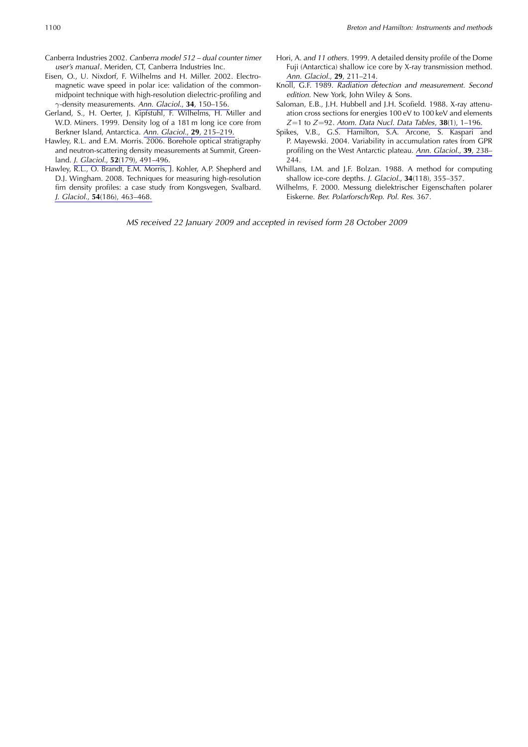Canberra Industries 2002. *Canberra model 512 – dual counter timer user's manual*. Meriden, CT, Canberra Industries Inc.

Eisen, O., U. Nixdorf, F. Wilhelms and H. Miller. 2002. Electromagnetic wave speed in polar ice: validation of the common-midpoint technique with high-resolution dielectric-profiling and $\gamma$-density measurements. *Ann. Glaciol.*, **34**, 150–156.

Gerland, S., H. Oerter, J. Kipfstuhl, F. Wilhelms, H. Miller and W.D. Miners. 1999. Density log of a 181 m long ice core from Berkner Island, Antarctica. *Ann. Glaciol.*, **29**, 215–219.

Hawley, R.L. and E.M. Morris. 2006. Borehole optical stratigraphy and neutron-scattering density measurements at Summit, Greenland. *J. Glaciol.*, **52**(179), 491–496.

Hawley, R.L., O. Brandt, E.M. Morris, J. Kohler, A.P. Shepherd and D.J. Wingham. 2008. Techniques for measuring high-resolution firn density profiles: a case study from Kongsvegen, Svalbard. *J. Glaciol.*, **54**(186), 463–468.

Hori, A. *and 11 others*. 1999. A detailed density profile of the Dome Fuji (Antarctica) shallow ice core by X-ray transmission method. *Ann. Glaciol.*, **29**, 211–214.

Knoll, G.F. 1989. *Radiation detection and measurement. Second edition.* New York, John Wiley & Sons.

Saloman, E.B., J.H. Hubbell and J.H. Scofield. 1988. X-ray attenuation cross sections for energies 100 eV to 100 keV and elements $Z=1$ to $Z=92$. *Atom. Data Nucl. Data Tables*, **38**(1), 1–196.

Spikes, V.B., G.S. Hamilton, S.A. Arcone, S. Kaspari and P. Mayewski. 2004. Variability in accumulation rates from GPR profiling on the West Antarctic plateau. *Ann. Glaciol.*, **39**, 238–244.

Whillans, I.M. and J.F. Bolzan. 1988. A method for computing shallow ice-core depths. *J. Glaciol.*, **34**(118), 355–357.

Wilhelms, F. 2000. Messung dielektrischer Eigenschaften polarer Eiskerne. *Ber. Polarforsch/Rep. Pol. Res.* 367.

*MS received 22 January 2009 and accepted in revised form 28 October 2009*